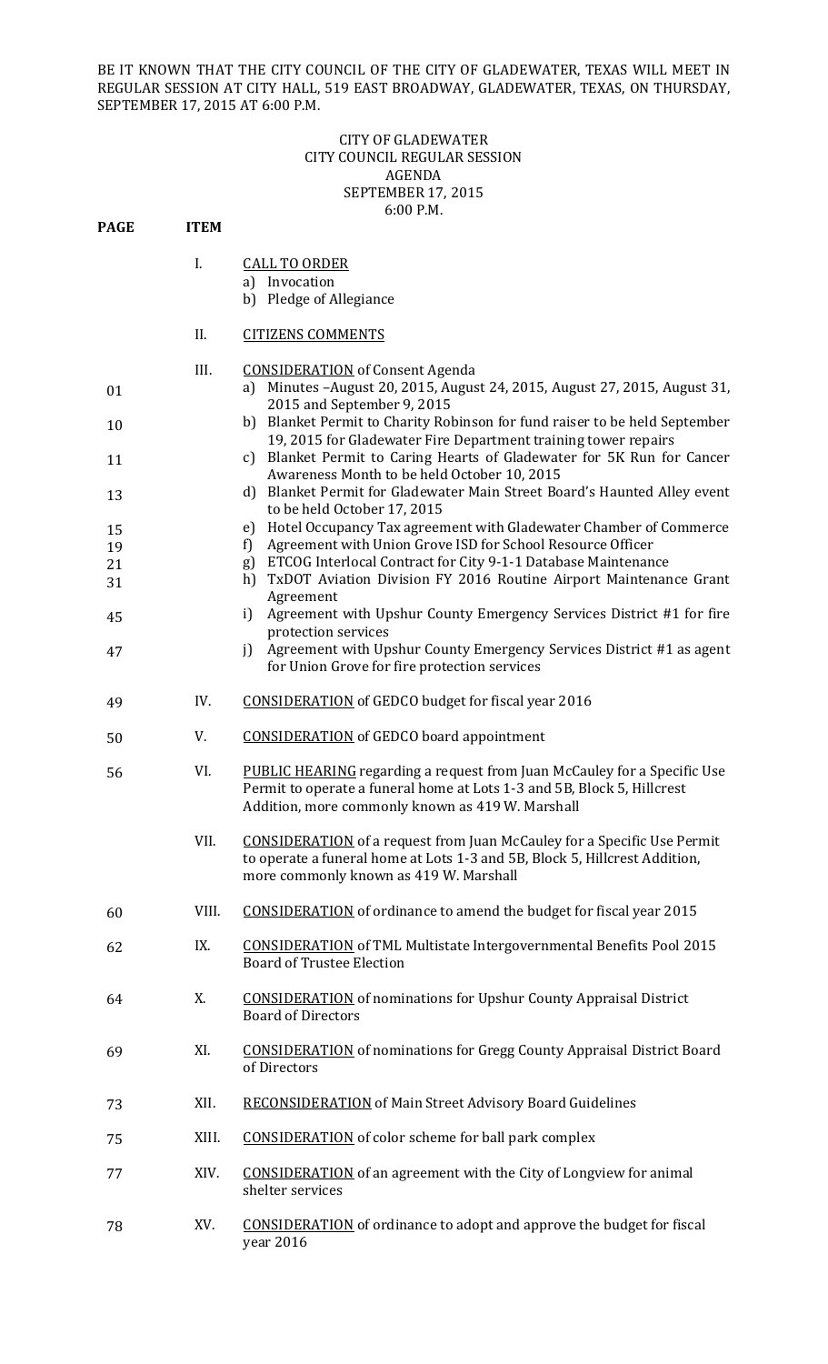BE IT KNOWN THAT THE CITY COUNCIL OF THE CITY OF GLADEWATER, TEXAS WILL MEET IN REGULAR SESSION AT CITY HALL, 519 EAST BROADWAY, GLADEWATER, TEXAS, ON THURSDAY, SEPTEMBER 17, 2015 AT 6:00 P.M.

CITY OF GLADEWATER
CITY COUNCIL REGULAR SESSION
AGENDA
SEPTEMBER 17, 2015
6:00 P.M.

| PAGE | ITEM | |
|---|---|---|
| | I. | CALL TO ORDER<br>a) Invocation<br>b) Pledge of Allegiance |
| | II. | CITIZENS COMMENTS |
| | III. | CONSIDERATION of Consent Agenda |
| 01 | | a) Minutes –August 20, 2015, August 24, 2015, August 27, 2015, August 31, 2015 and September 9, 2015 |
| 10 | | b) Blanket Permit to Charity Robinson for fund raiser to be held September 19, 2015 for Gladewater Fire Department training tower repairs |
| 11 | | c) Blanket Permit to Caring Hearts of Gladewater for 5K Run for Cancer Awareness Month to be held October 10, 2015 |
| 13 | | d) Blanket Permit for Gladewater Main Street Board's Haunted Alley event to be held October 17, 2015 |
| 15 | | e) Hotel Occupancy Tax agreement with Gladewater Chamber of Commerce |
| 19 | | f) Agreement with Union Grove ISD for School Resource Officer |
| 21 | | g) ETCOG Interlocal Contract for City 9-1-1 Database Maintenance |
| 31 | | h) TxDOT Aviation Division FY 2016 Routine Airport Maintenance Grant Agreement |
| 45 | | i) Agreement with Upshur County Emergency Services District #1 for fire protection services |
| 47 | | j) Agreement with Upshur County Emergency Services District #1 as agent for Union Grove for fire protection services |
| 49 | IV. | CONSIDERATION of GEDCO budget for fiscal year 2016 |
| 50 | V. | CONSIDERATION of GEDCO board appointment |
| 56 | VI. | PUBLIC HEARING regarding a request from Juan McCauley for a Specific Use Permit to operate a funeral home at Lots 1-3 and 5B, Block 5, Hillcrest Addition, more commonly known as 419 W. Marshall |
| | VII. | CONSIDERATION of a request from Juan McCauley for a Specific Use Permit to operate a funeral home at Lots 1-3 and 5B, Block 5, Hillcrest Addition, more commonly known as 419 W. Marshall |
| 60 | VIII. | CONSIDERATION of ordinance to amend the budget for fiscal year 2015 |
| 62 | IX. | CONSIDERATION of TML Multistate Intergovernmental Benefits Pool 2015 Board of Trustee Election |
| 64 | X. | CONSIDERATION of nominations for Upshur County Appraisal District Board of Directors |
| 69 | XI. | CONSIDERATION of nominations for Gregg County Appraisal District Board of Directors |
| 73 | XII. | RECONSIDERATION of Main Street Advisory Board Guidelines |
| 75 | XIII. | CONSIDERATION of color scheme for ball park complex |
| 77 | XIV. | CONSIDERATION of an agreement with the City of Longview for animal shelter services |
| 78 | XV. | CONSIDERATION of ordinance to adopt and approve the budget for fiscal year 2016 |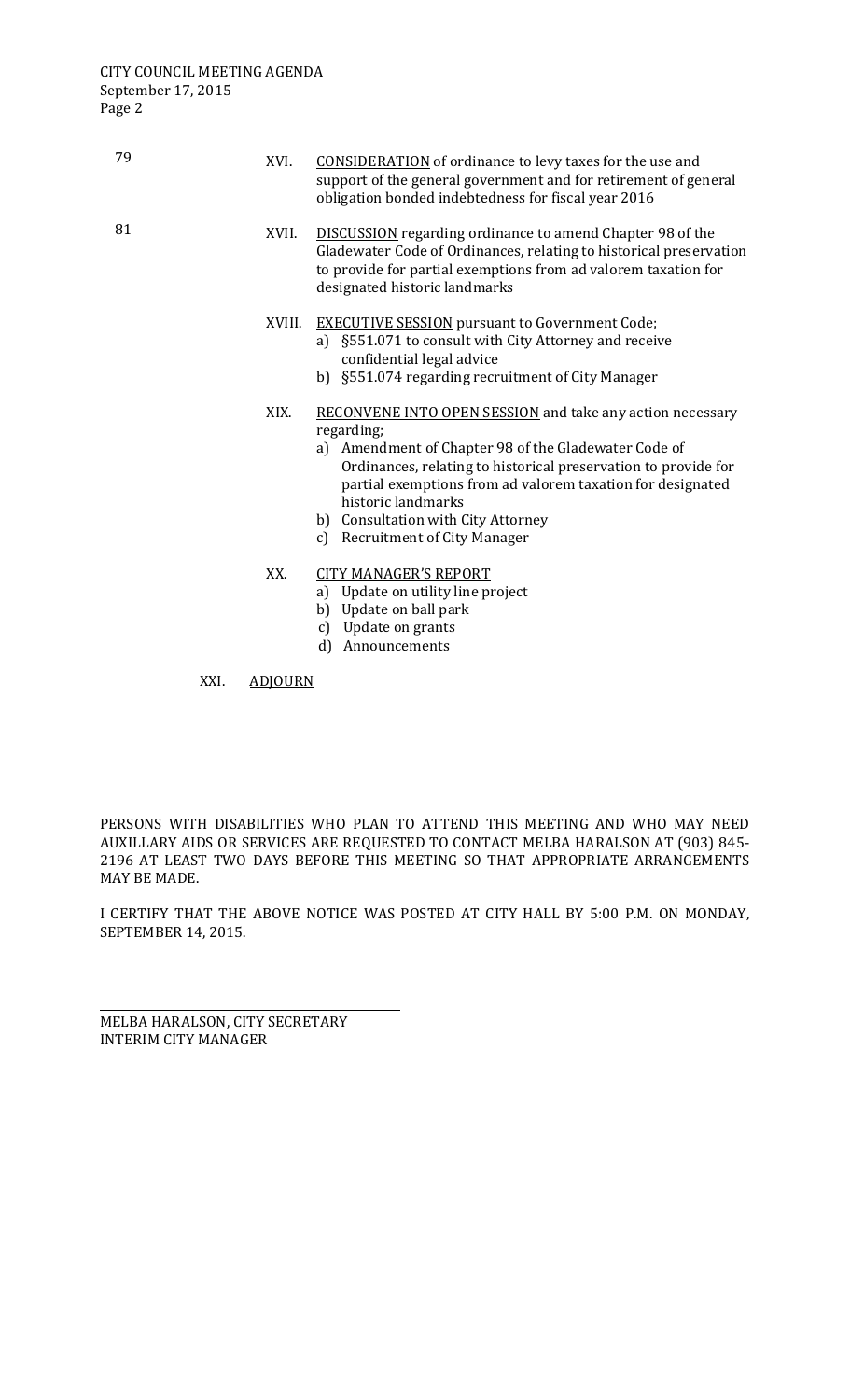79

XVI. CONSIDERATION of ordinance to levy taxes for the use and support of the general government and for retirement of general obligation bonded indebtedness for fiscal year 2016

81

XVII. DISCUSSION regarding ordinance to amend Chapter 98 of the Gladewater Code of Ordinances, relating to historical preservation to provide for partial exemptions from ad valorem taxation for designated historic landmarks

XVIII. EXECUTIVE SESSION pursuant to Government Code;

- a) §551.071 to consult with City Attorney and receive confidential legal advice
- b) §551.074 regarding recruitment of City Manager

XIX. RECONVENE INTO OPEN SESSION and take any action necessary regarding;

- a) Amendment of Chapter 98 of the Gladewater Code of Ordinances, relating to historical preservation to provide for partial exemptions from ad valorem taxation for designated historic landmarks
- b) Consultation with City Attorney
- c) Recruitment of City Manager

XX. CITY MANAGER'S REPORT

- a) Update on utility line project
- b) Update on ball park
- c) Update on grants
- d) Announcements

XXI. ADJOURN

PERSONS WITH DISABILITIES WHO PLAN TO ATTEND THIS MEETING AND WHO MAY NEED AUXILLARY AIDS OR SERVICES ARE REQUESTED TO CONTACT MELBA HARALSON AT (903) 845-2196 AT LEAST TWO DAYS BEFORE THIS MEETING SO THAT APPROPRIATE ARRANGEMENTS MAY BE MADE.

I CERTIFY THAT THE ABOVE NOTICE WAS POSTED AT CITY HALL BY 5:00 P.M. ON MONDAY, SEPTEMBER 14, 2015.

MELBA HARALSON, CITY SECRETARY
INTERIM CITY MANAGER